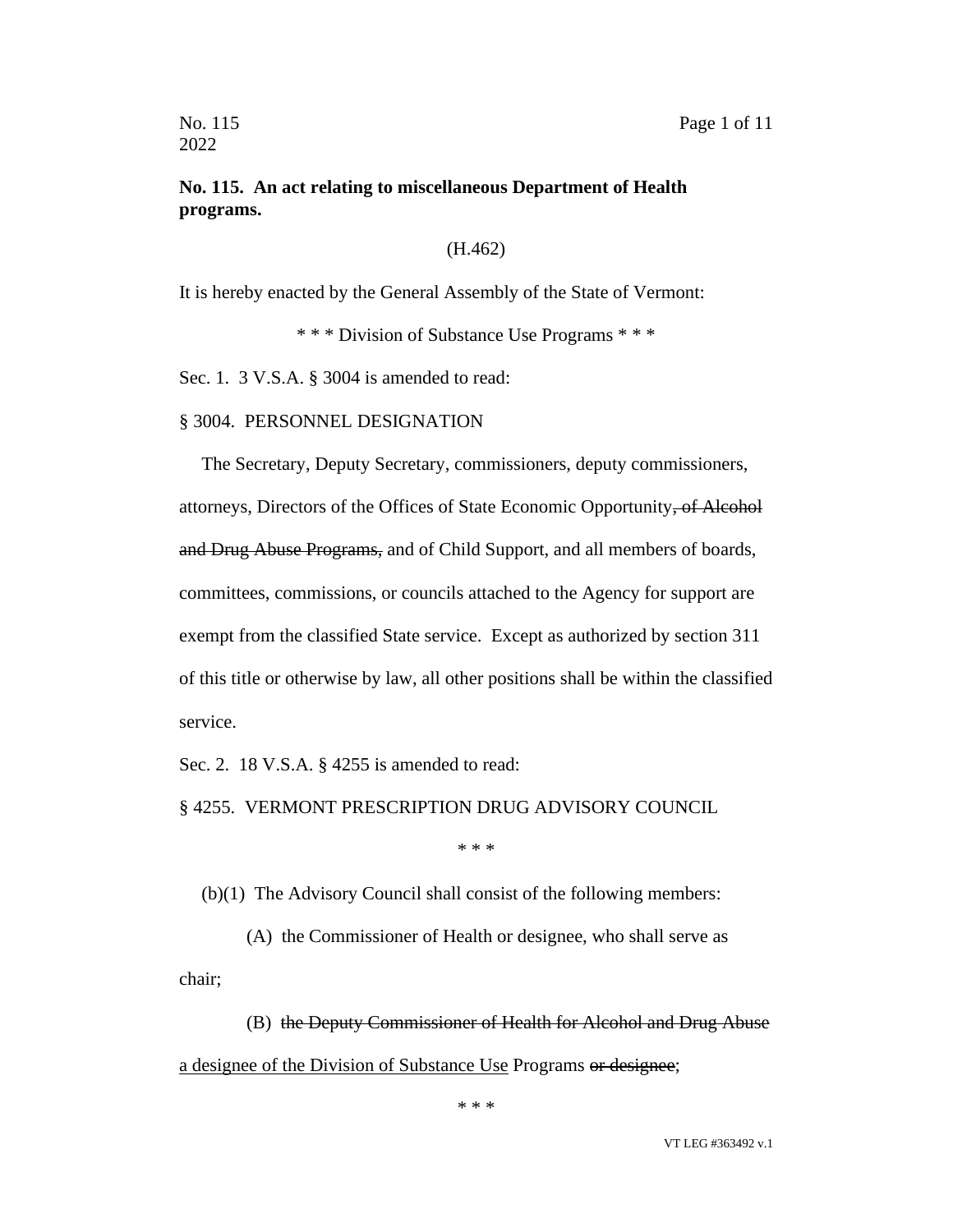**No. 115. An act relating to miscellaneous Department of Health programs.**

(H.462)

It is hereby enacted by the General Assembly of the State of Vermont:

\* \* \* Division of Substance Use Programs \* \* \*

Sec. 1. 3 V.S.A. § 3004 is amended to read:

§ 3004. PERSONNEL DESIGNATION

The Secretary, Deputy Secretary, commissioners, deputy commissioners, attorneys, Directors of the Offices of State Economic Opportunity~~, of Alcohol and Drug Abuse Programs,~~ and of Child Support, and all members of boards, committees, commissions, or councils attached to the Agency for support are exempt from the classified State service. Except as authorized by section 311 of this title or otherwise by law, all other positions shall be within the classified service.

Sec. 2. 18 V.S.A. § 4255 is amended to read:

§ 4255. VERMONT PRESCRIPTION DRUG ADVISORY COUNCIL

\* \* \*

(b)(1) The Advisory Council shall consist of the following members:

(A) the Commissioner of Health or designee, who shall serve as chair;

(B) ~~the Deputy Commissioner of Health for Alcohol and Drug Abuse~~ <u>a designee of the Division of Substance Use</u> Programs ~~or designee~~;

\* \* \*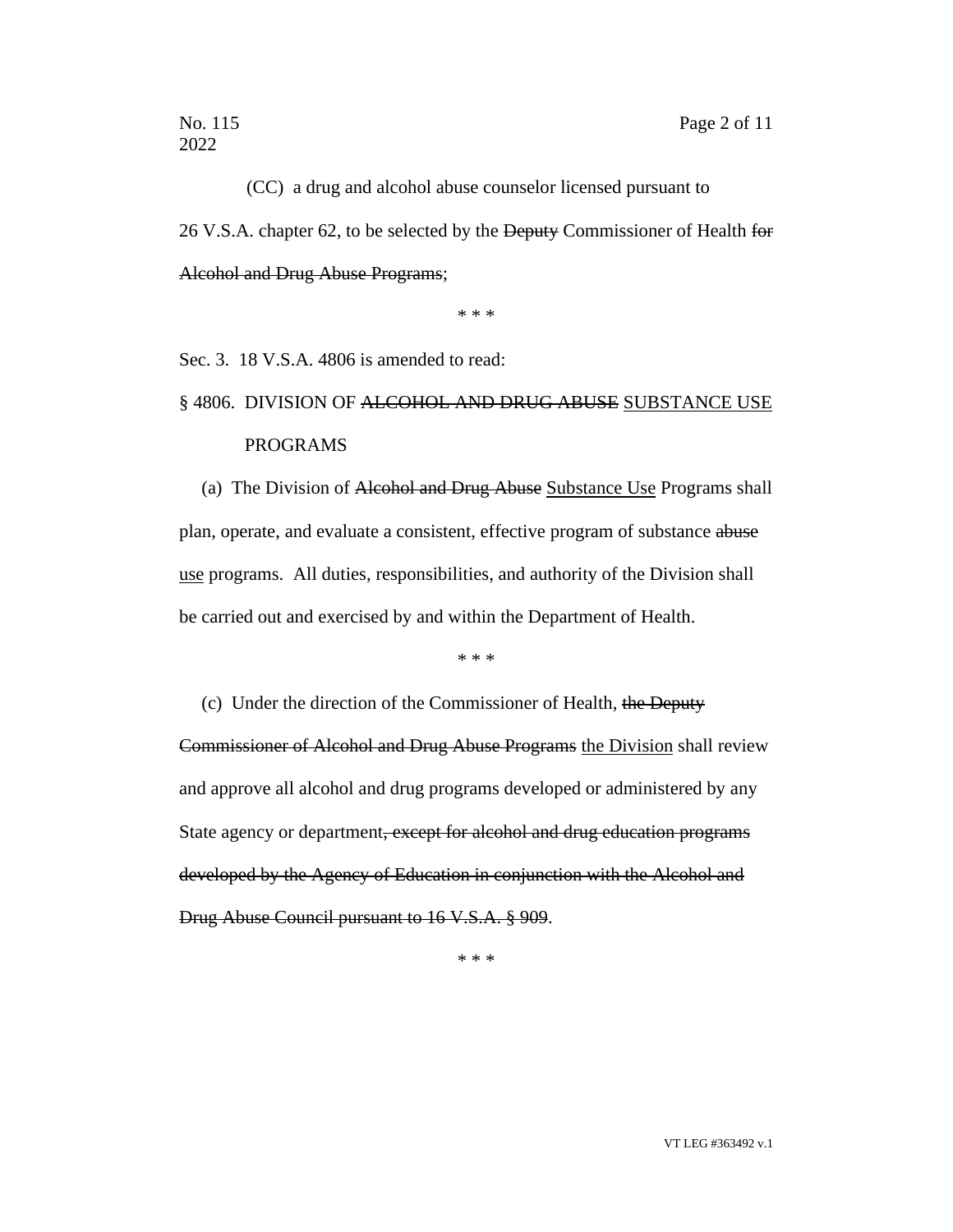(CC) a drug and alcohol abuse counselor licensed pursuant to 26 V.S.A. chapter 62, to be selected by the ~~Deputy~~ Commissioner of Health ~~for Alcohol and Drug Abuse Programs~~;

\* \* \*

Sec. 3. 18 V.S.A. 4806 is amended to read:

§ 4806. DIVISION OF ~~ALCOHOL AND DRUG ABUSE~~ <u>SUBSTANCE USE</u> PROGRAMS

(a) The Division of ~~Alcohol and Drug Abuse~~ <u>Substance Use</u> Programs shall plan, operate, and evaluate a consistent, effective program of substance ~~abuse~~ <u>use</u> programs. All duties, responsibilities, and authority of the Division shall be carried out and exercised by and within the Department of Health.

\* \* \*

(c) Under the direction of the Commissioner of Health, ~~the Deputy Commissioner of Alcohol and Drug Abuse Programs~~ <u>the Division</u> shall review and approve all alcohol and drug programs developed or administered by any State agency or department~~, except for alcohol and drug education programs developed by the Agency of Education in conjunction with the Alcohol and Drug Abuse Council pursuant to 16 V.S.A. § 909~~.

\* \* \*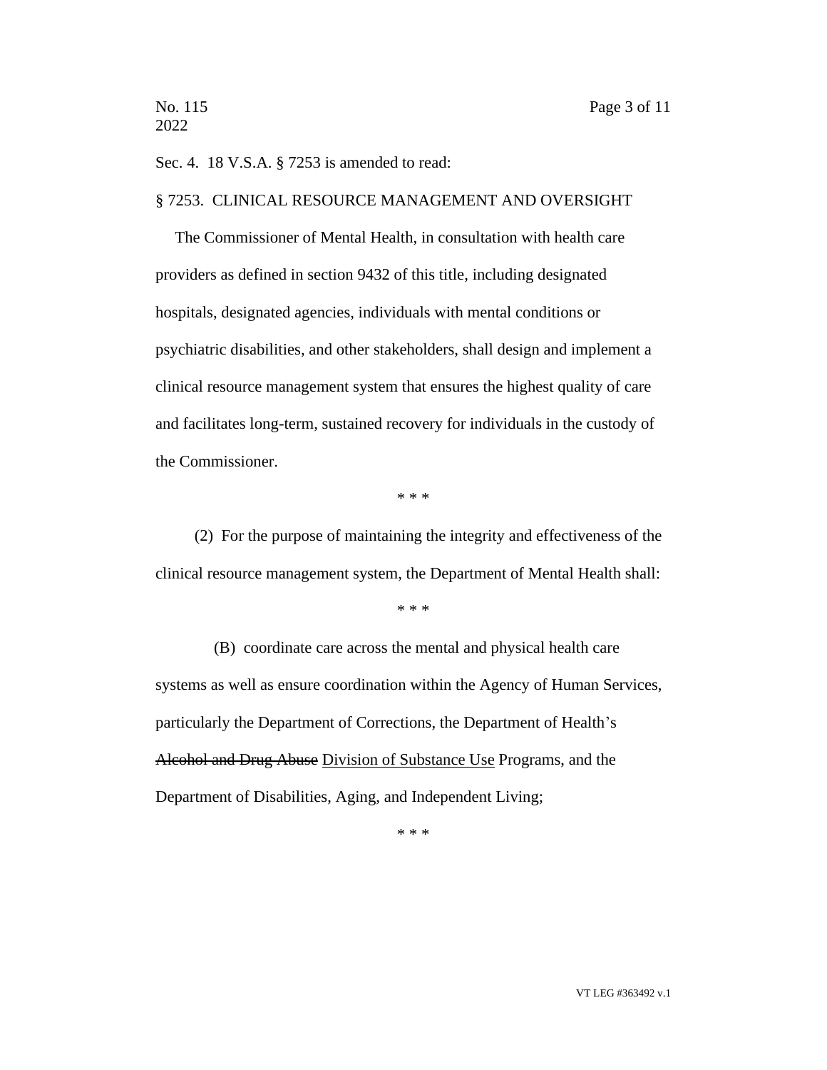Sec. 4. 18 V.S.A. § 7253 is amended to read:

§ 7253. CLINICAL RESOURCE MANAGEMENT AND OVERSIGHT

The Commissioner of Mental Health, in consultation with health care providers as defined in section 9432 of this title, including designated hospitals, designated agencies, individuals with mental conditions or psychiatric disabilities, and other stakeholders, shall design and implement a clinical resource management system that ensures the highest quality of care and facilitates long-term, sustained recovery for individuals in the custody of the Commissioner.

\* \* \*

(2) For the purpose of maintaining the integrity and effectiveness of the clinical resource management system, the Department of Mental Health shall:

\* \* \*

(B) coordinate care across the mental and physical health care systems as well as ensure coordination within the Agency of Human Services, particularly the Department of Corrections, the Department of Health's ~~Alcohol and Drug Abuse~~ <u>Division of Substance Use</u> Programs, and the Department of Disabilities, Aging, and Independent Living;

\* \* \*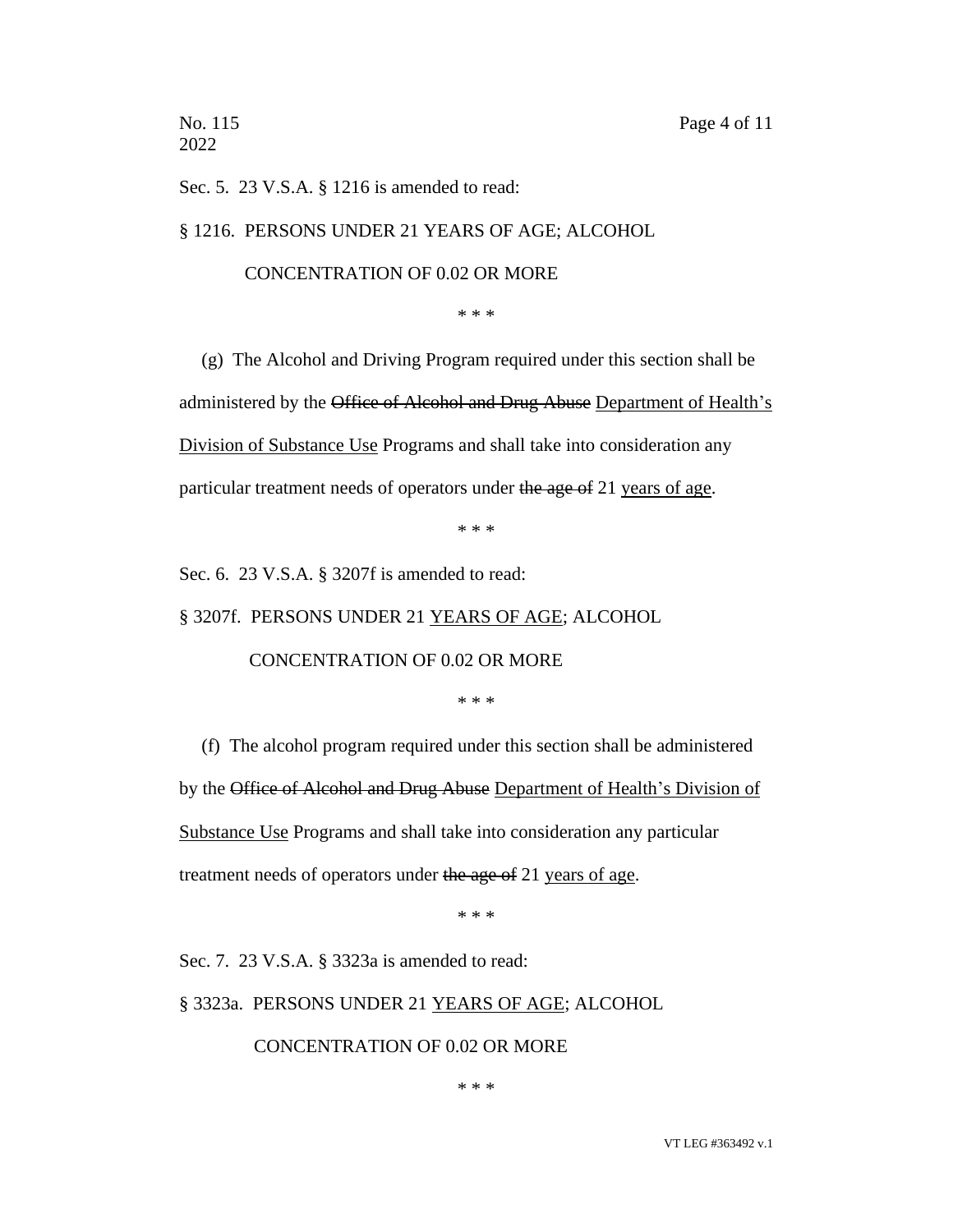Sec. 5. 23 V.S.A. § 1216 is amended to read:

§ 1216. PERSONS UNDER 21 YEARS OF AGE; ALCOHOL CONCENTRATION OF 0.02 OR MORE

\* \* \*

(g) The Alcohol and Driving Program required under this section shall be administered by the ~~Office of Alcohol and Drug Abuse~~ <u>Department of Health's Division of Substance Use</u> Programs and shall take into consideration any particular treatment needs of operators under ~~the age of~~ 21 <u>years of age</u>.

\* \* \*

Sec. 6. 23 V.S.A. § 3207f is amended to read:

§ 3207f. PERSONS UNDER 21 <u>YEARS OF AGE</u>; ALCOHOL CONCENTRATION OF 0.02 OR MORE

\* \* \*

(f) The alcohol program required under this section shall be administered by the ~~Office of Alcohol and Drug Abuse~~ <u>Department of Health's Division of Substance Use</u> Programs and shall take into consideration any particular treatment needs of operators under ~~the age of~~ 21 <u>years of age</u>.

\* \* \*

Sec. 7. 23 V.S.A. § 3323a is amended to read:

§ 3323a. PERSONS UNDER 21 <u>YEARS OF AGE</u>; ALCOHOL CONCENTRATION OF 0.02 OR MORE

\* \* \*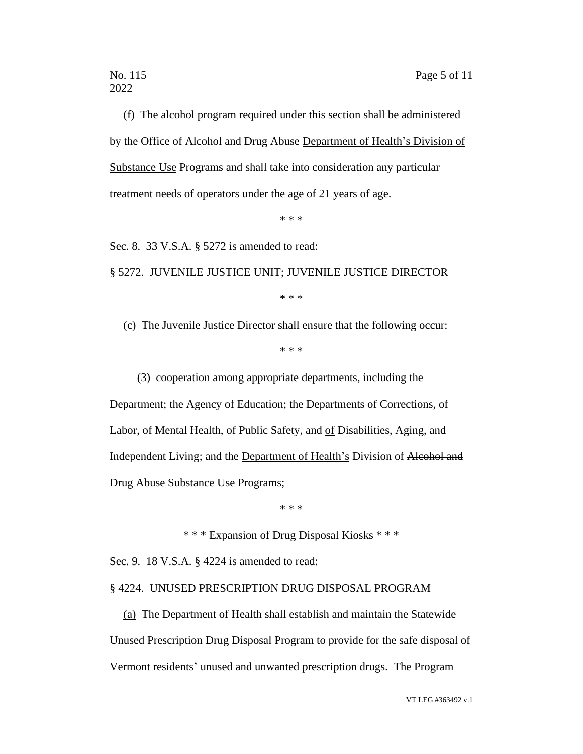(f) The alcohol program required under this section shall be administered by the ~~Office of Alcohol and Drug Abuse~~ Department of Health's Division of Substance Use Programs and shall take into consideration any particular treatment needs of operators under ~~the age of~~ 21 years of age.

\* \* \*

Sec. 8. 33 V.S.A. § 5272 is amended to read:

§ 5272. JUVENILE JUSTICE UNIT; JUVENILE JUSTICE DIRECTOR

\* \* \*

(c) The Juvenile Justice Director shall ensure that the following occur:

\* \* \*

(3) cooperation among appropriate departments, including the Department; the Agency of Education; the Departments of Corrections, of Labor, of Mental Health, of Public Safety, and of Disabilities, Aging, and Independent Living; and the Department of Health's Division of ~~Alcohol and Drug Abuse~~ Substance Use Programs;

\* \* \*

\* \* \* Expansion of Drug Disposal Kiosks \* \* \*

Sec. 9. 18 V.S.A. § 4224 is amended to read:

§ 4224. UNUSED PRESCRIPTION DRUG DISPOSAL PROGRAM

(a) The Department of Health shall establish and maintain the Statewide Unused Prescription Drug Disposal Program to provide for the safe disposal of Vermont residents' unused and unwanted prescription drugs. The Program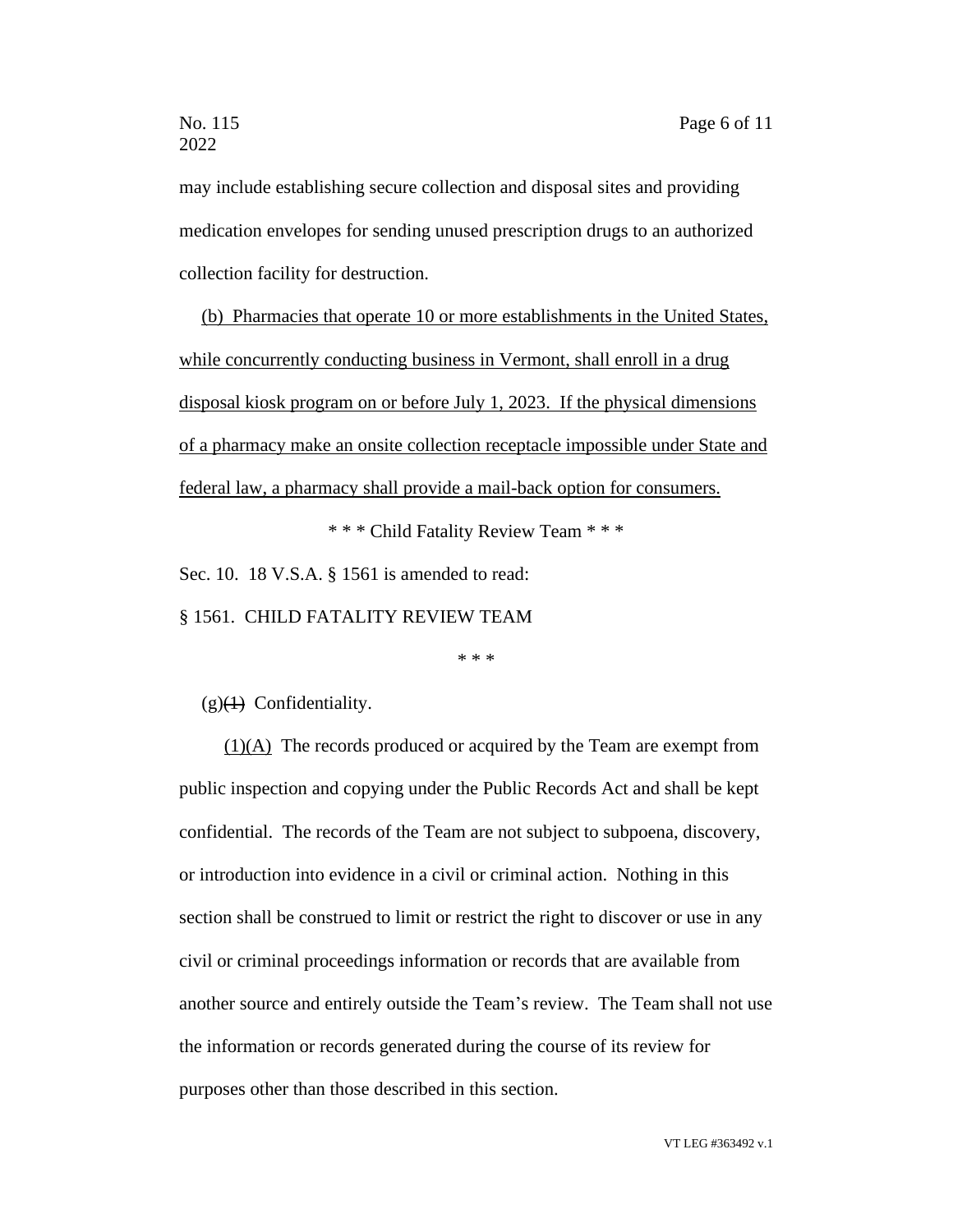may include establishing secure collection and disposal sites and providing medication envelopes for sending unused prescription drugs to an authorized collection facility for destruction.

<u>(b) Pharmacies that operate 10 or more establishments in the United States, while concurrently conducting business in Vermont, shall enroll in a drug disposal kiosk program on or before July 1, 2023. If the physical dimensions of a pharmacy make an onsite collection receptacle impossible under State and federal law, a pharmacy shall provide a mail-back option for consumers.</u>

\* \* \* Child Fatality Review Team \* \* \*

Sec. 10. 18 V.S.A. § 1561 is amended to read:

§ 1561. CHILD FATALITY REVIEW TEAM

\* \* \*

(g)~~(1)~~ Confidentiality.

<u>(1)(A)</u> The records produced or acquired by the Team are exempt from public inspection and copying under the Public Records Act and shall be kept confidential. The records of the Team are not subject to subpoena, discovery, or introduction into evidence in a civil or criminal action. Nothing in this section shall be construed to limit or restrict the right to discover or use in any civil or criminal proceedings information or records that are available from another source and entirely outside the Team's review. The Team shall not use the information or records generated during the course of its review for purposes other than those described in this section.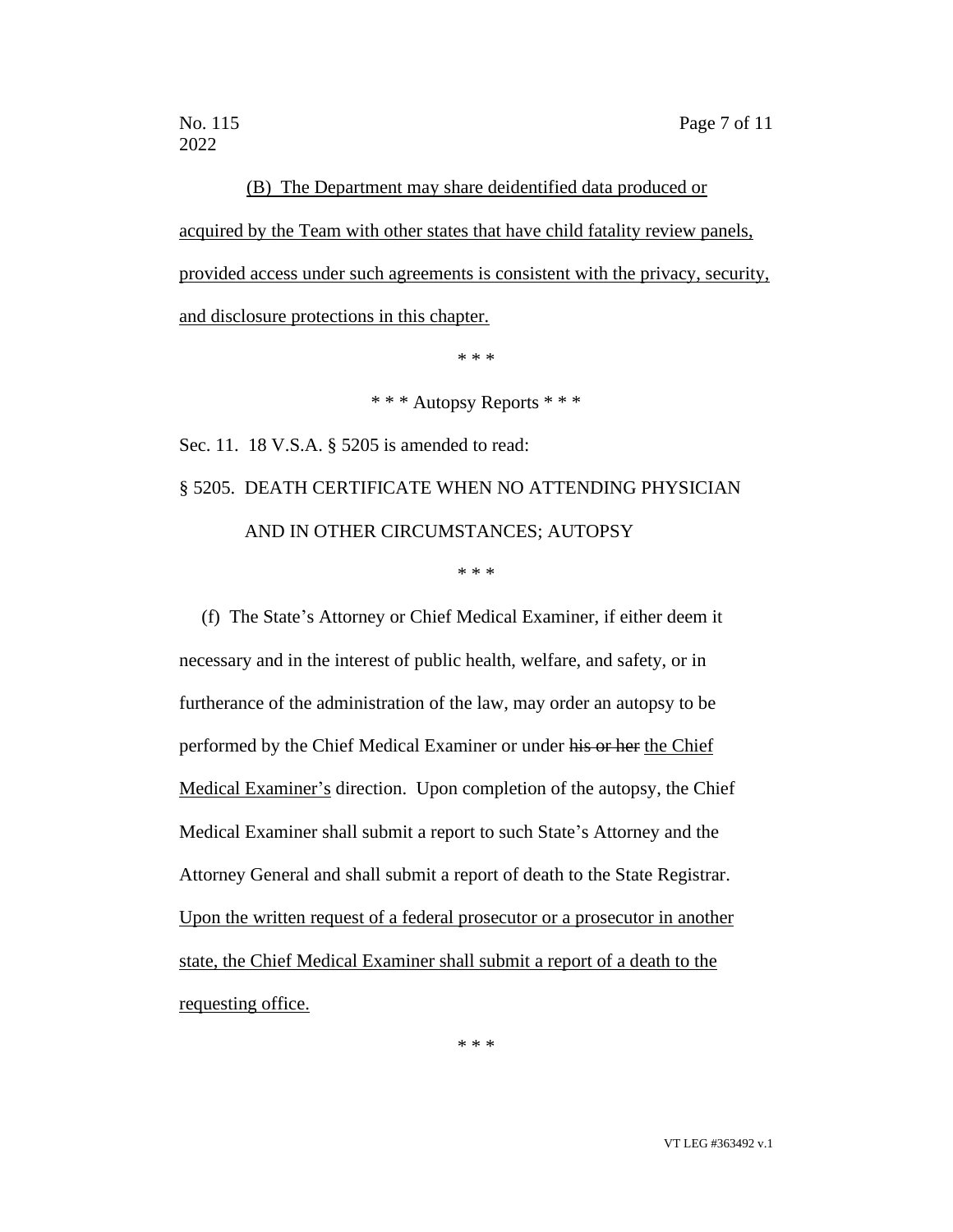(B) The Department may share deidentified data produced or acquired by the Team with other states that have child fatality review panels, provided access under such agreements is consistent with the privacy, security, and disclosure protections in this chapter.

\* \* \*

\* \* \* Autopsy Reports \* \* \*

Sec. 11. 18 V.S.A. § 5205 is amended to read:

§ 5205. DEATH CERTIFICATE WHEN NO ATTENDING PHYSICIAN AND IN OTHER CIRCUMSTANCES; AUTOPSY

\* \* \*

(f) The State's Attorney or Chief Medical Examiner, if either deem it necessary and in the interest of public health, welfare, and safety, or in furtherance of the administration of the law, may order an autopsy to be performed by the Chief Medical Examiner or under ~~his or her~~ the Chief Medical Examiner's direction. Upon completion of the autopsy, the Chief Medical Examiner shall submit a report to such State's Attorney and the Attorney General and shall submit a report of death to the State Registrar. Upon the written request of a federal prosecutor or a prosecutor in another state, the Chief Medical Examiner shall submit a report of a death to the requesting office.

\* \* \*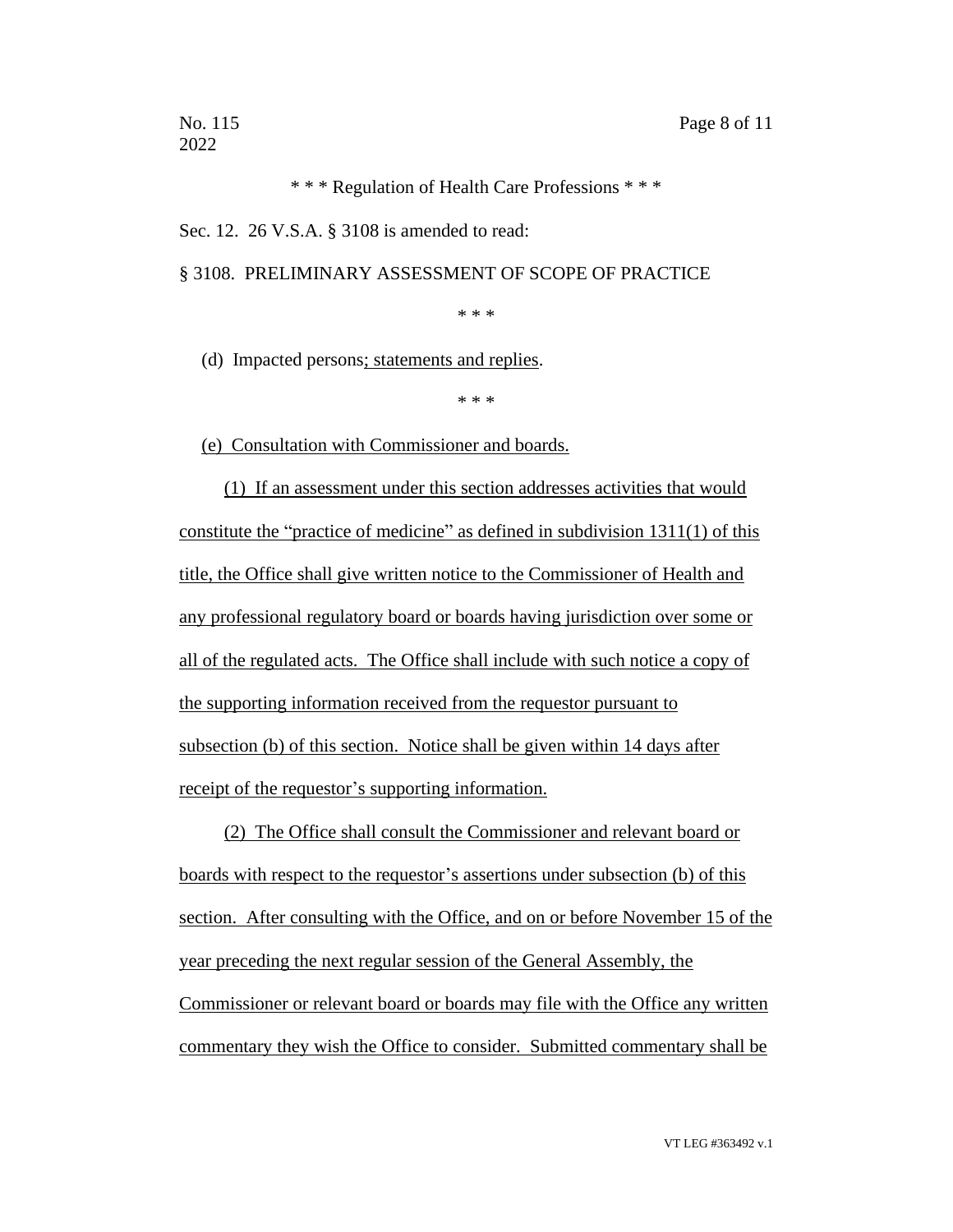\* \* \* Regulation of Health Care Professions \* \* \*

Sec. 12. 26 V.S.A. § 3108 is amended to read:

§ 3108. PRELIMINARY ASSESSMENT OF SCOPE OF PRACTICE

\* \* \*

(d) Impacted persons<u>; statements and replies</u>.

\* \* \*

<u>(e) Consultation with Commissioner and boards.</u>

<u>(1) If an assessment under this section addresses activities that would constitute the "practice of medicine" as defined in subdivision 1311(1) of this title, the Office shall give written notice to the Commissioner of Health and any professional regulatory board or boards having jurisdiction over some or all of the regulated acts. The Office shall include with such notice a copy of the supporting information received from the requestor pursuant to subsection (b) of this section. Notice shall be given within 14 days after receipt of the requestor's supporting information.</u>

<u>(2) The Office shall consult the Commissioner and relevant board or boards with respect to the requestor's assertions under subsection (b) of this section. After consulting with the Office, and on or before November 15 of the year preceding the next regular session of the General Assembly, the Commissioner or relevant board or boards may file with the Office any written commentary they wish the Office to consider. Submitted commentary shall be</u>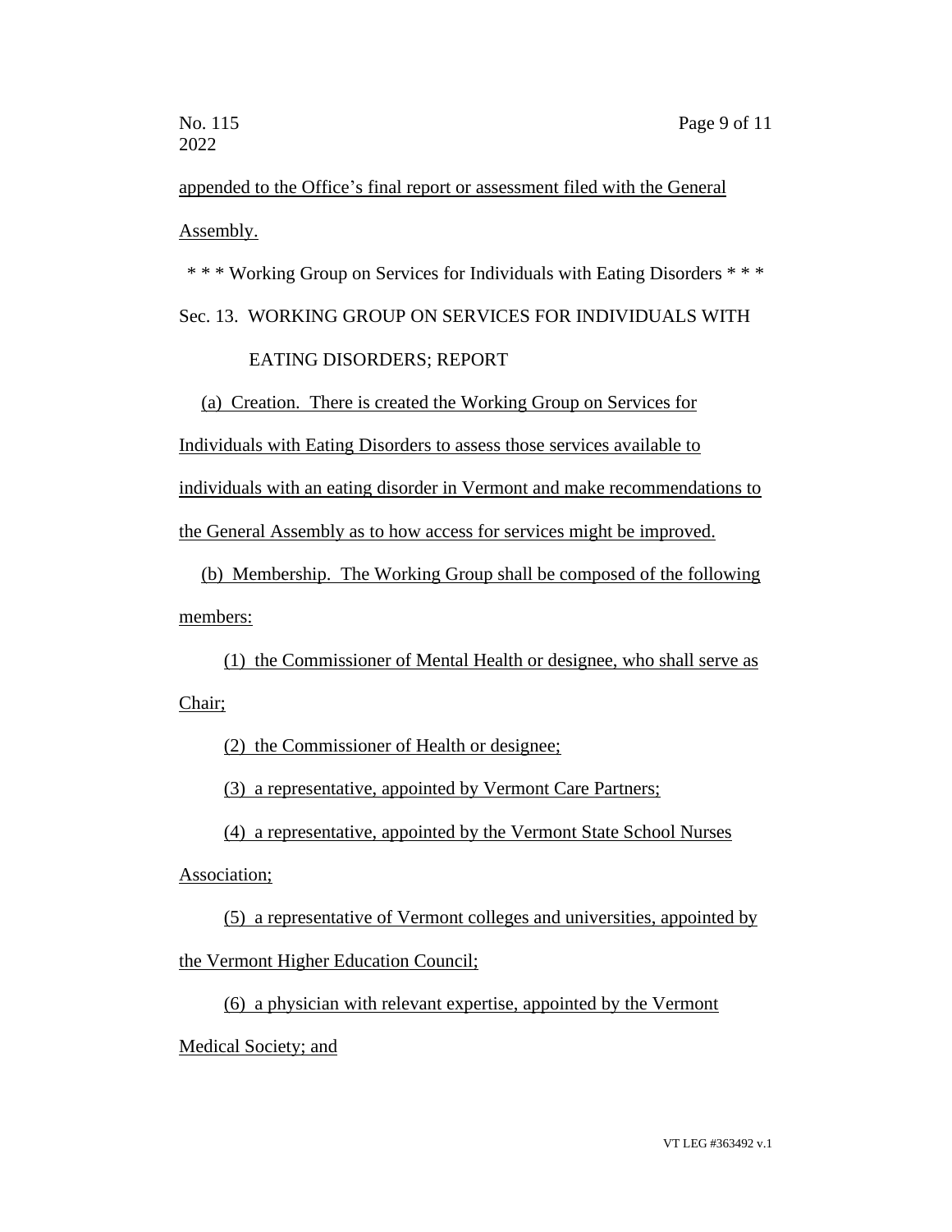appended to the Office's final report or assessment filed with the General Assembly.

\* \* \* Working Group on Services for Individuals with Eating Disorders \* \* \*

Sec. 13. WORKING GROUP ON SERVICES FOR INDIVIDUALS WITH EATING DISORDERS; REPORT

(a) Creation. There is created the Working Group on Services for Individuals with Eating Disorders to assess those services available to individuals with an eating disorder in Vermont and make recommendations to the General Assembly as to how access for services might be improved.

(b) Membership. The Working Group shall be composed of the following members:

(1) the Commissioner of Mental Health or designee, who shall serve as Chair;

(2) the Commissioner of Health or designee;

(3) a representative, appointed by Vermont Care Partners;

(4) a representative, appointed by the Vermont State School Nurses Association;

(5) a representative of Vermont colleges and universities, appointed by the Vermont Higher Education Council;

(6) a physician with relevant expertise, appointed by the Vermont Medical Society; and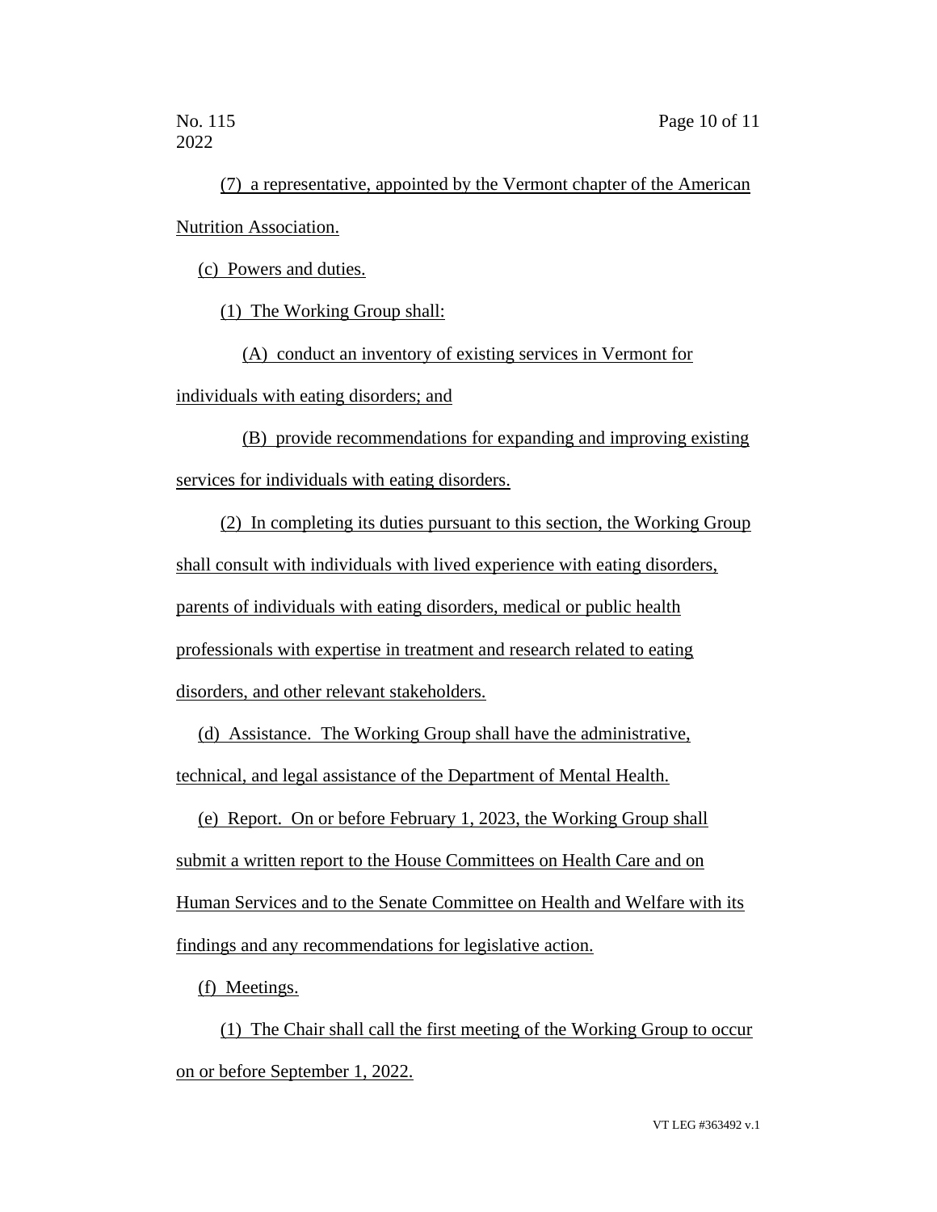(7) a representative, appointed by the Vermont chapter of the American Nutrition Association.

(c) Powers and duties.

(1) The Working Group shall:

(A) conduct an inventory of existing services in Vermont for individuals with eating disorders; and

(B) provide recommendations for expanding and improving existing services for individuals with eating disorders.

(2) In completing its duties pursuant to this section, the Working Group shall consult with individuals with lived experience with eating disorders, parents of individuals with eating disorders, medical or public health professionals with expertise in treatment and research related to eating disorders, and other relevant stakeholders.

(d) Assistance. The Working Group shall have the administrative, technical, and legal assistance of the Department of Mental Health.

(e) Report. On or before February 1, 2023, the Working Group shall submit a written report to the House Committees on Health Care and on Human Services and to the Senate Committee on Health and Welfare with its findings and any recommendations for legislative action.

(f) Meetings.

(1) The Chair shall call the first meeting of the Working Group to occur on or before September 1, 2022.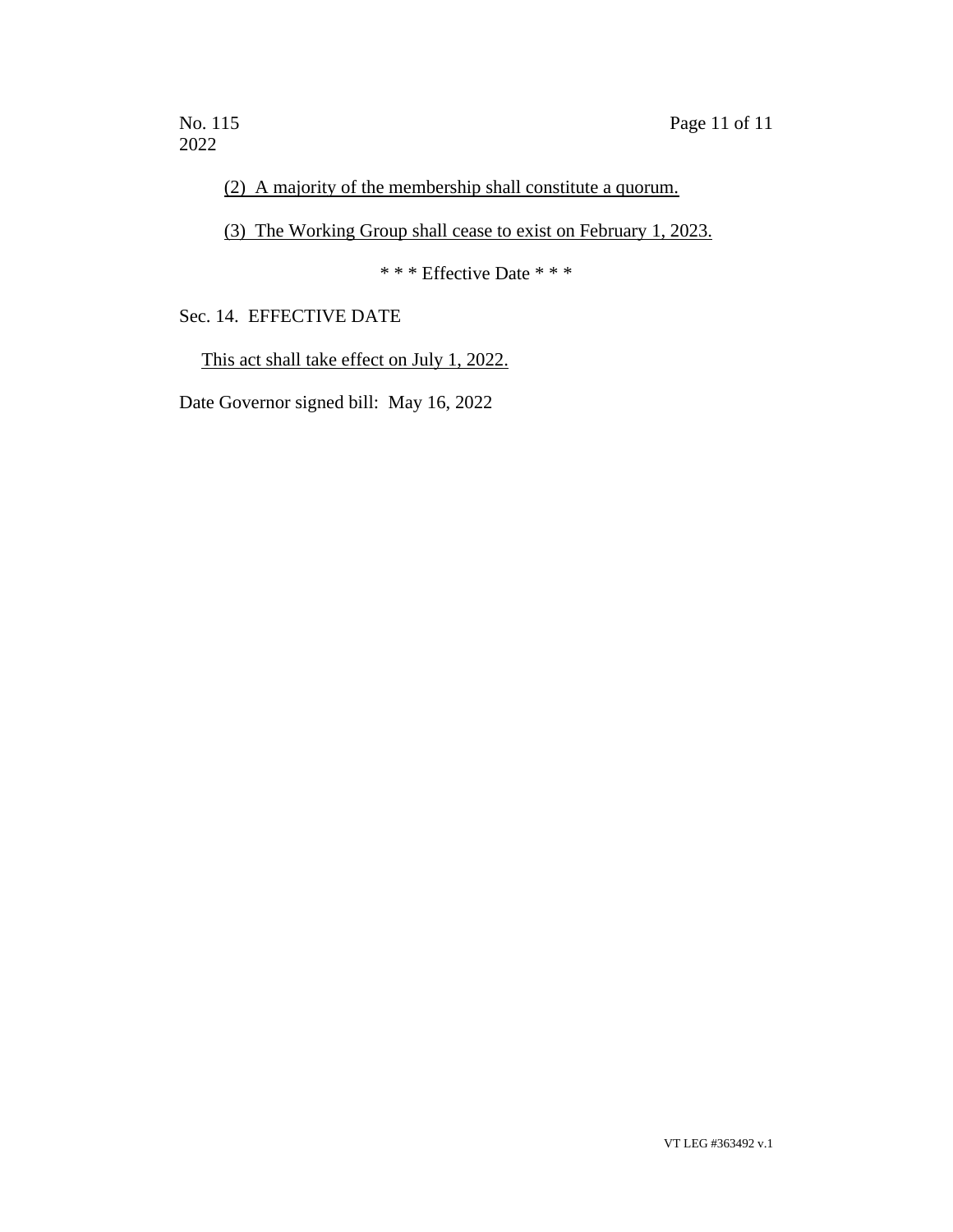(2) A majority of the membership shall constitute a quorum.

(3) The Working Group shall cease to exist on February 1, 2023.

* * * Effective Date * * *

Sec. 14. EFFECTIVE DATE

This act shall take effect on July 1, 2022.

Date Governor signed bill: May 16, 2022